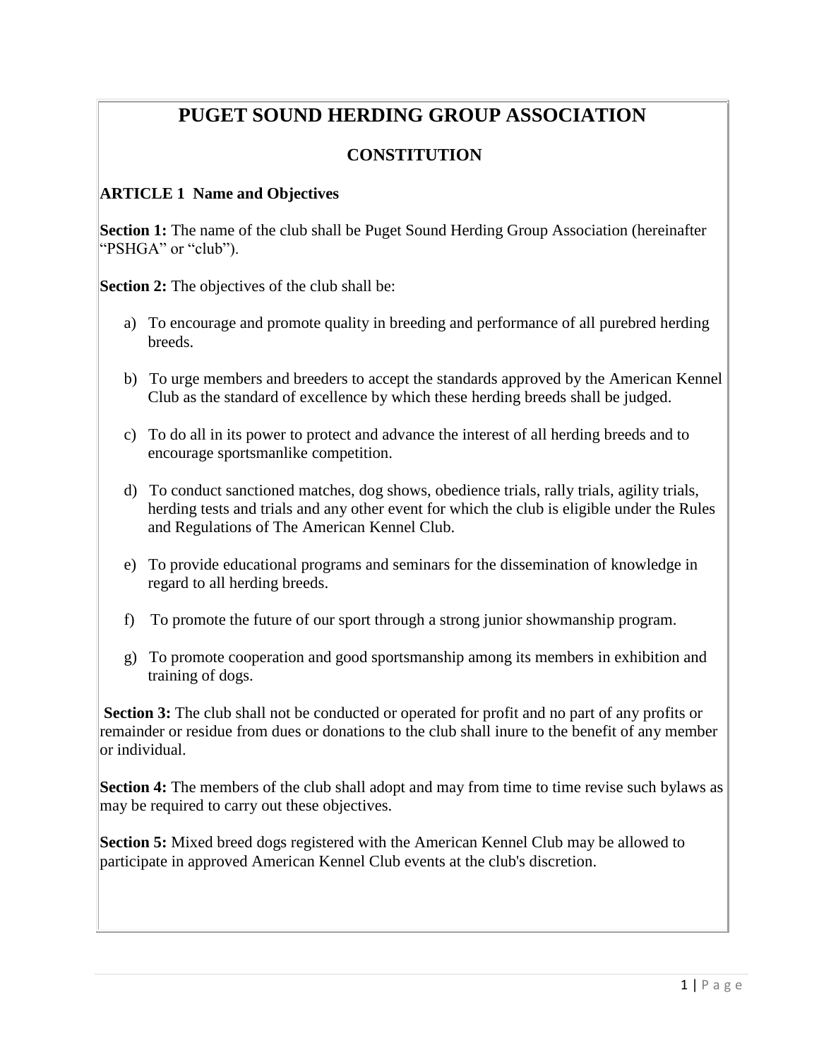# PUGET SOUND HERDING GROUP ASSOCIATION

## CONSTITUTION

### ARTICLE 1 Name and Objectives

**Section 1:** The name of the club shall be Puget Sound Herding Group Association (hereinafter "PSHGA" or "club").

**Section 2:** The objectives of the club shall be:

a) To encourage and promote quality in breeding and performance of all purebred herding breeds.

b) To urge members and breeders to accept the standards approved by the American Kennel Club as the standard of excellence by which these herding breeds shall be judged.

c) To do all in its power to protect and advance the interest of all herding breeds and to encourage sportsmanlike competition.

d) To conduct sanctioned matches, dog shows, obedience trials, rally trials, agility trials, herding tests and trials and any other event for which the club is eligible under the Rules and Regulations of The American Kennel Club.

e) To provide educational programs and seminars for the dissemination of knowledge in regard to all herding breeds.

f) To promote the future of our sport through a strong junior showmanship program.

g) To promote cooperation and good sportsmanship among its members in exhibition and training of dogs.

**Section 3:** The club shall not be conducted or operated for profit and no part of any profits or remainder or residue from dues or donations to the club shall inure to the benefit of any member or individual.

**Section 4:** The members of the club shall adopt and may from time to time revise such bylaws as may be required to carry out these objectives.

**Section 5:** Mixed breed dogs registered with the American Kennel Club may be allowed to participate in approved American Kennel Club events at the club's discretion.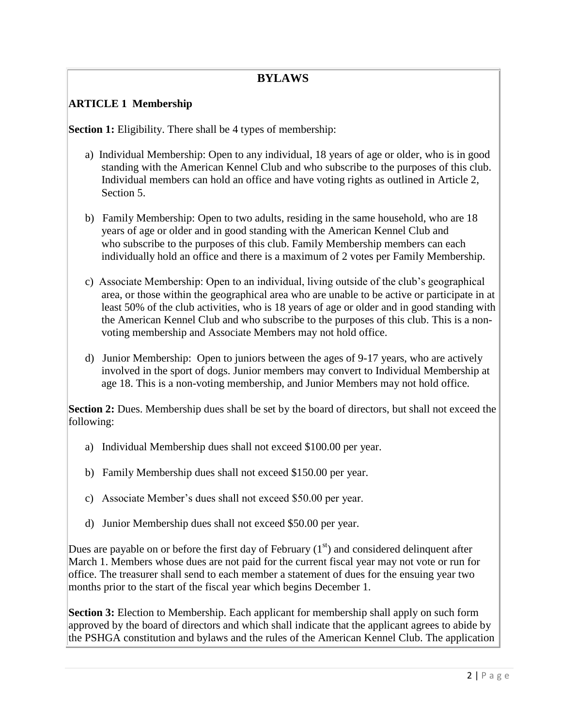# BYLAWS

## ARTICLE 1 Membership

**Section 1:** Eligibility. There shall be 4 types of membership:

a) Individual Membership: Open to any individual, 18 years of age or older, who is in good standing with the American Kennel Club and who subscribe to the purposes of this club. Individual members can hold an office and have voting rights as outlined in Article 2, Section 5.

b) Family Membership: Open to two adults, residing in the same household, who are 18 years of age or older and in good standing with the American Kennel Club and who subscribe to the purposes of this club. Family Membership members can each individually hold an office and there is a maximum of 2 votes per Family Membership.

c) Associate Membership: Open to an individual, living outside of the club's geographical area, or those within the geographical area who are unable to be active or participate in at least 50% of the club activities, who is 18 years of age or older and in good standing with the American Kennel Club and who subscribe to the purposes of this club. This is a non-voting membership and Associate Members may not hold office.

d) Junior Membership: Open to juniors between the ages of 9-17 years, who are actively involved in the sport of dogs. Junior members may convert to Individual Membership at age 18. This is a non-voting membership, and Junior Members may not hold office.

**Section 2:** Dues. Membership dues shall be set by the board of directors, but shall not exceed the following:

a) Individual Membership dues shall not exceed $100.00 per year.

b) Family Membership dues shall not exceed $150.00 per year.

c) Associate Member's dues shall not exceed $50.00 per year.

d) Junior Membership dues shall not exceed $50.00 per year.

Dues are payable on or before the first day of February (1st) and considered delinquent after March 1. Members whose dues are not paid for the current fiscal year may not vote or run for office. The treasurer shall send to each member a statement of dues for the ensuing year two months prior to the start of the fiscal year which begins December 1.

**Section 3:** Election to Membership. Each applicant for membership shall apply on such form approved by the board of directors and which shall indicate that the applicant agrees to abide by the PSHGA constitution and bylaws and the rules of the American Kennel Club. The application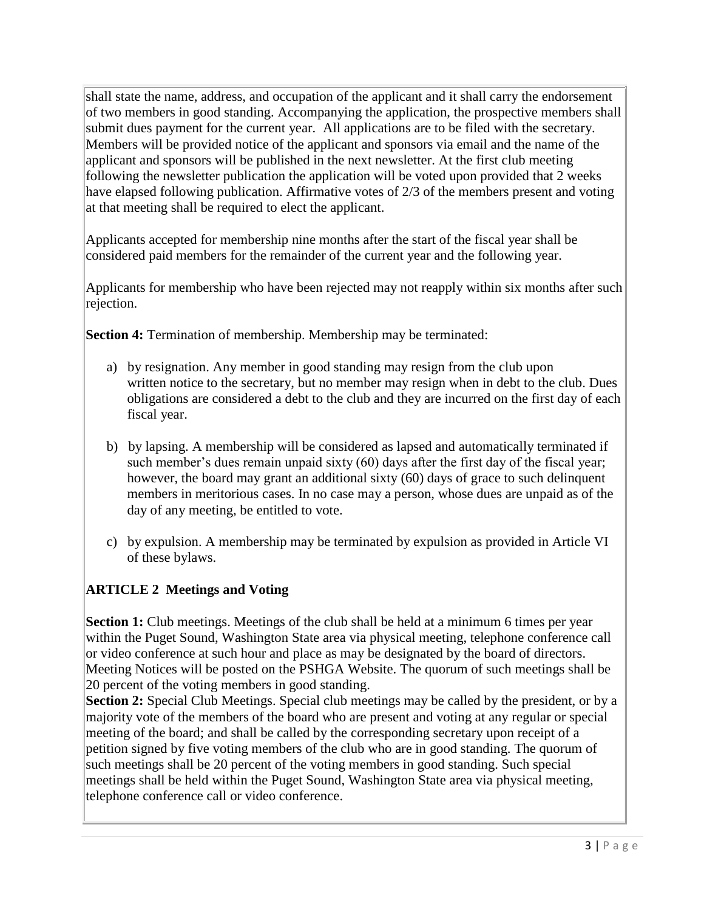shall state the name, address, and occupation of the applicant and it shall carry the endorsement of two members in good standing. Accompanying the application, the prospective members shall submit dues payment for the current year. All applications are to be filed with the secretary. Members will be provided notice of the applicant and sponsors via email and the name of the applicant and sponsors will be published in the next newsletter. At the first club meeting following the newsletter publication the application will be voted upon provided that 2 weeks have elapsed following publication. Affirmative votes of 2/3 of the members present and voting at that meeting shall be required to elect the applicant.

Applicants accepted for membership nine months after the start of the fiscal year shall be considered paid members for the remainder of the current year and the following year.

Applicants for membership who have been rejected may not reapply within six months after such rejection.

**Section 4:** Termination of membership. Membership may be terminated:

a) by resignation. Any member in good standing may resign from the club upon written notice to the secretary, but no member may resign when in debt to the club. Dues obligations are considered a debt to the club and they are incurred on the first day of each fiscal year.

b) by lapsing. A membership will be considered as lapsed and automatically terminated if such member's dues remain unpaid sixty (60) days after the first day of the fiscal year; however, the board may grant an additional sixty (60) days of grace to such delinquent members in meritorious cases. In no case may a person, whose dues are unpaid as of the day of any meeting, be entitled to vote.

c) by expulsion. A membership may be terminated by expulsion as provided in Article VI of these bylaws.

## ARTICLE 2 Meetings and Voting

**Section 1:** Club meetings. Meetings of the club shall be held at a minimum 6 times per year within the Puget Sound, Washington State area via physical meeting, telephone conference call or video conference at such hour and place as may be designated by the board of directors. Meeting Notices will be posted on the PSHGA Website. The quorum of such meetings shall be 20 percent of the voting members in good standing.

**Section 2:** Special Club Meetings. Special club meetings may be called by the president, or by a majority vote of the members of the board who are present and voting at any regular or special meeting of the board; and shall be called by the corresponding secretary upon receipt of a petition signed by five voting members of the club who are in good standing. The quorum of such meetings shall be 20 percent of the voting members in good standing. Such special meetings shall be held within the Puget Sound, Washington State area via physical meeting, telephone conference call or video conference.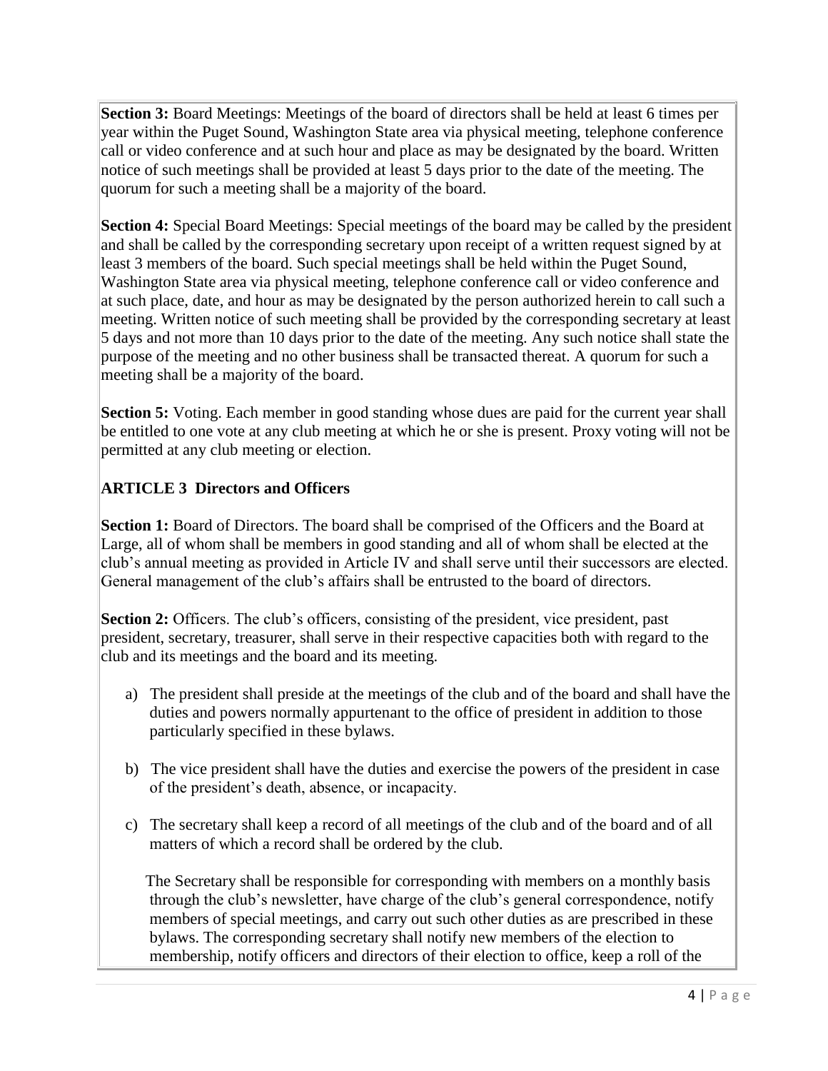**Section 3:** Board Meetings: Meetings of the board of directors shall be held at least 6 times per year within the Puget Sound, Washington State area via physical meeting, telephone conference call or video conference and at such hour and place as may be designated by the board. Written notice of such meetings shall be provided at least 5 days prior to the date of the meeting. The quorum for such a meeting shall be a majority of the board.

**Section 4:** Special Board Meetings: Special meetings of the board may be called by the president and shall be called by the corresponding secretary upon receipt of a written request signed by at least 3 members of the board. Such special meetings shall be held within the Puget Sound, Washington State area via physical meeting, telephone conference call or video conference and at such place, date, and hour as may be designated by the person authorized herein to call such a meeting. Written notice of such meeting shall be provided by the corresponding secretary at least 5 days and not more than 10 days prior to the date of the meeting. Any such notice shall state the purpose of the meeting and no other business shall be transacted thereat. A quorum for such a meeting shall be a majority of the board.

**Section 5:** Voting. Each member in good standing whose dues are paid for the current year shall be entitled to one vote at any club meeting at which he or she is present. Proxy voting will not be permitted at any club meeting or election.

## ARTICLE 3 Directors and Officers

**Section 1:** Board of Directors. The board shall be comprised of the Officers and the Board at Large, all of whom shall be members in good standing and all of whom shall be elected at the club's annual meeting as provided in Article IV and shall serve until their successors are elected. General management of the club's affairs shall be entrusted to the board of directors.

**Section 2:** Officers. The club's officers, consisting of the president, vice president, past president, secretary, treasurer, shall serve in their respective capacities both with regard to the club and its meetings and the board and its meeting.

a) The president shall preside at the meetings of the club and of the board and shall have the duties and powers normally appurtenant to the office of president in addition to those particularly specified in these bylaws.

b) The vice president shall have the duties and exercise the powers of the president in case of the president's death, absence, or incapacity.

c) The secretary shall keep a record of all meetings of the club and of the board and of all matters of which a record shall be ordered by the club.

   The Secretary shall be responsible for corresponding with members on a monthly basis through the club's newsletter, have charge of the club's general correspondence, notify members of special meetings, and carry out such other duties as are prescribed in these bylaws. The corresponding secretary shall notify new members of the election to membership, notify officers and directors of their election to office, keep a roll of the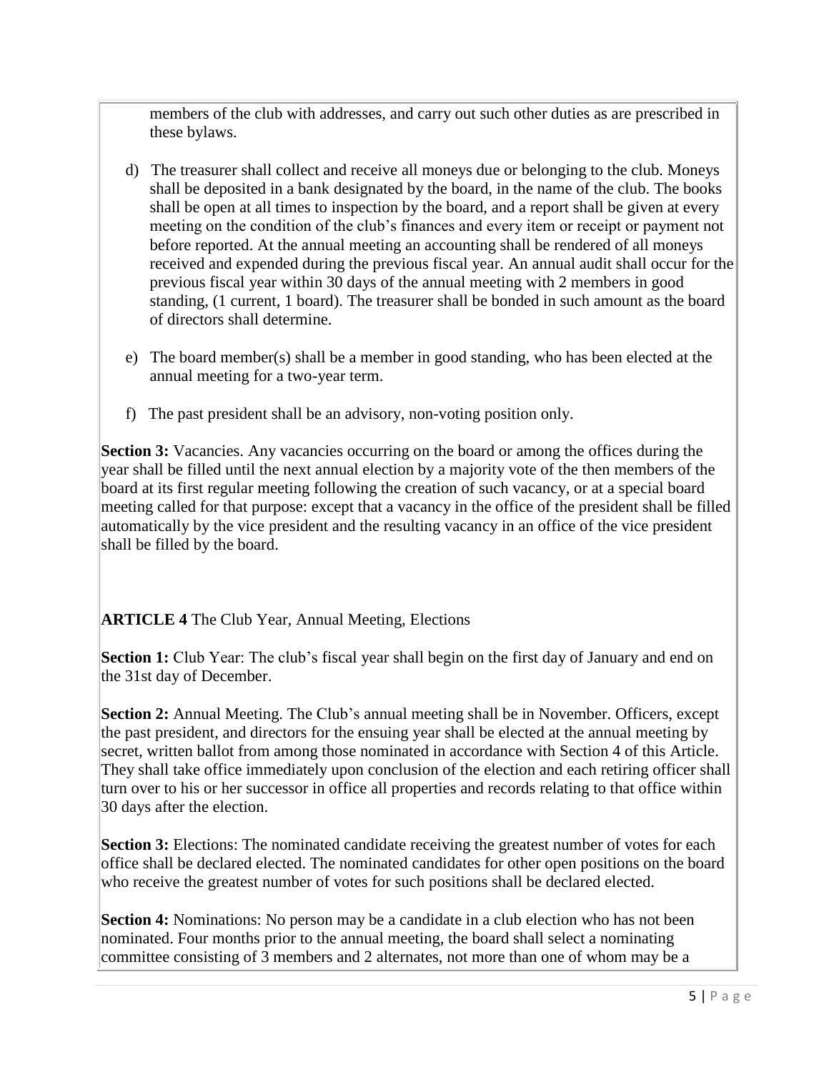members of the club with addresses, and carry out such other duties as are prescribed in these bylaws.

d) The treasurer shall collect and receive all moneys due or belonging to the club. Moneys shall be deposited in a bank designated by the board, in the name of the club. The books shall be open at all times to inspection by the board, and a report shall be given at every meeting on the condition of the club's finances and every item or receipt or payment not before reported. At the annual meeting an accounting shall be rendered of all moneys received and expended during the previous fiscal year. An annual audit shall occur for the previous fiscal year within 30 days of the annual meeting with 2 members in good standing, (1 current, 1 board). The treasurer shall be bonded in such amount as the board of directors shall determine.

e) The board member(s) shall be a member in good standing, who has been elected at the annual meeting for a two-year term.

f) The past president shall be an advisory, non-voting position only.

**Section 3:** Vacancies. Any vacancies occurring on the board or among the offices during the year shall be filled until the next annual election by a majority vote of the then members of the board at its first regular meeting following the creation of such vacancy, or at a special board meeting called for that purpose: except that a vacancy in the office of the president shall be filled automatically by the vice president and the resulting vacancy in an office of the vice president shall be filled by the board.

**ARTICLE 4** The Club Year, Annual Meeting, Elections

**Section 1:** Club Year: The club's fiscal year shall begin on the first day of January and end on the 31st day of December.

**Section 2:** Annual Meeting. The Club's annual meeting shall be in November. Officers, except the past president, and directors for the ensuing year shall be elected at the annual meeting by secret, written ballot from among those nominated in accordance with Section 4 of this Article. They shall take office immediately upon conclusion of the election and each retiring officer shall turn over to his or her successor in office all properties and records relating to that office within 30 days after the election.

**Section 3:** Elections: The nominated candidate receiving the greatest number of votes for each office shall be declared elected. The nominated candidates for other open positions on the board who receive the greatest number of votes for such positions shall be declared elected.

**Section 4:** Nominations: No person may be a candidate in a club election who has not been nominated. Four months prior to the annual meeting, the board shall select a nominating committee consisting of 3 members and 2 alternates, not more than one of whom may be a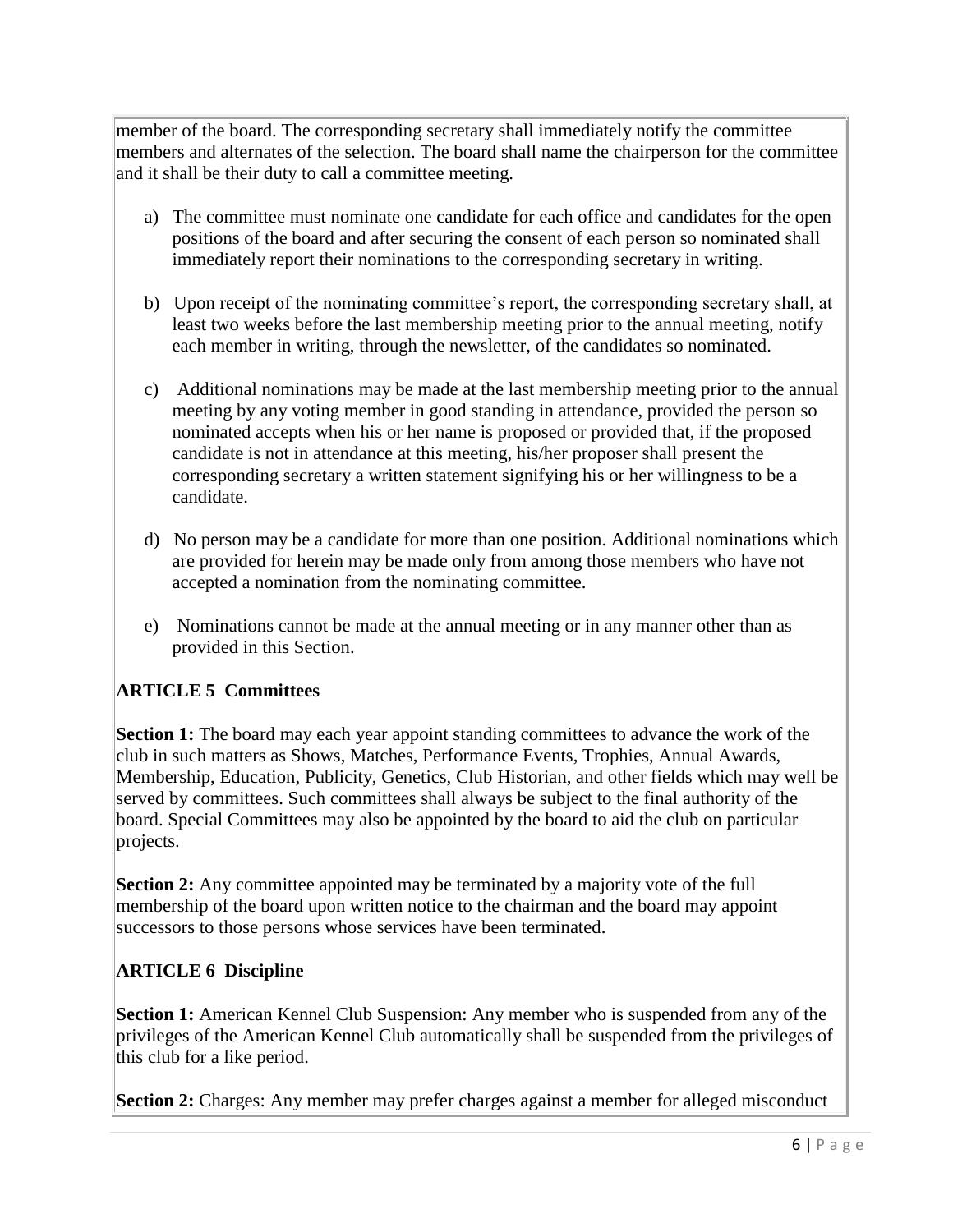member of the board. The corresponding secretary shall immediately notify the committee members and alternates of the selection. The board shall name the chairperson for the committee and it shall be their duty to call a committee meeting.

a) The committee must nominate one candidate for each office and candidates for the open positions of the board and after securing the consent of each person so nominated shall immediately report their nominations to the corresponding secretary in writing.

b) Upon receipt of the nominating committee's report, the corresponding secretary shall, at least two weeks before the last membership meeting prior to the annual meeting, notify each member in writing, through the newsletter, of the candidates so nominated.

c) Additional nominations may be made at the last membership meeting prior to the annual meeting by any voting member in good standing in attendance, provided the person so nominated accepts when his or her name is proposed or provided that, if the proposed candidate is not in attendance at this meeting, his/her proposer shall present the corresponding secretary a written statement signifying his or her willingness to be a candidate.

d) No person may be a candidate for more than one position. Additional nominations which are provided for herein may be made only from among those members who have not accepted a nomination from the nominating committee.

e) Nominations cannot be made at the annual meeting or in any manner other than as provided in this Section.

## ARTICLE 5 Committees

**Section 1:** The board may each year appoint standing committees to advance the work of the club in such matters as Shows, Matches, Performance Events, Trophies, Annual Awards, Membership, Education, Publicity, Genetics, Club Historian, and other fields which may well be served by committees. Such committees shall always be subject to the final authority of the board. Special Committees may also be appointed by the board to aid the club on particular projects.

**Section 2:** Any committee appointed may be terminated by a majority vote of the full membership of the board upon written notice to the chairman and the board may appoint successors to those persons whose services have been terminated.

## ARTICLE 6 Discipline

**Section 1:** American Kennel Club Suspension: Any member who is suspended from any of the privileges of the American Kennel Club automatically shall be suspended from the privileges of this club for a like period.

**Section 2:** Charges: Any member may prefer charges against a member for alleged misconduct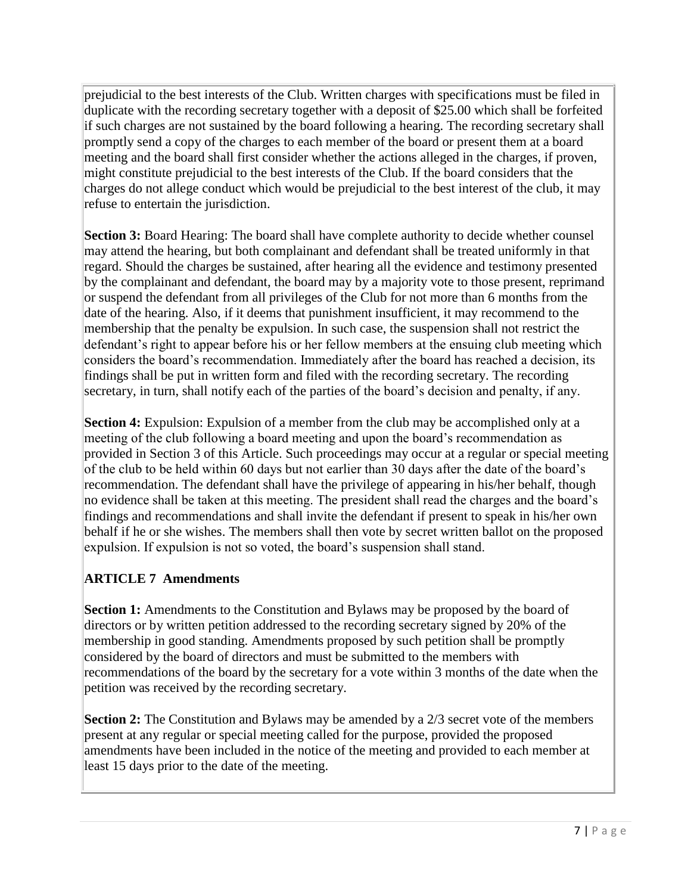prejudicial to the best interests of the Club. Written charges with specifications must be filed in duplicate with the recording secretary together with a deposit of $25.00 which shall be forfeited if such charges are not sustained by the board following a hearing. The recording secretary shall promptly send a copy of the charges to each member of the board or present them at a board meeting and the board shall first consider whether the actions alleged in the charges, if proven, might constitute prejudicial to the best interests of the Club. If the board considers that the charges do not allege conduct which would be prejudicial to the best interest of the club, it may refuse to entertain the jurisdiction.

**Section 3:** Board Hearing: The board shall have complete authority to decide whether counsel may attend the hearing, but both complainant and defendant shall be treated uniformly in that regard. Should the charges be sustained, after hearing all the evidence and testimony presented by the complainant and defendant, the board may by a majority vote to those present, reprimand or suspend the defendant from all privileges of the Club for not more than 6 months from the date of the hearing. Also, if it deems that punishment insufficient, it may recommend to the membership that the penalty be expulsion. In such case, the suspension shall not restrict the defendant's right to appear before his or her fellow members at the ensuing club meeting which considers the board's recommendation. Immediately after the board has reached a decision, its findings shall be put in written form and filed with the recording secretary. The recording secretary, in turn, shall notify each of the parties of the board's decision and penalty, if any.

**Section 4:** Expulsion: Expulsion of a member from the club may be accomplished only at a meeting of the club following a board meeting and upon the board's recommendation as provided in Section 3 of this Article. Such proceedings may occur at a regular or special meeting of the club to be held within 60 days but not earlier than 30 days after the date of the board's recommendation. The defendant shall have the privilege of appearing in his/her behalf, though no evidence shall be taken at this meeting. The president shall read the charges and the board's findings and recommendations and shall invite the defendant if present to speak in his/her own behalf if he or she wishes. The members shall then vote by secret written ballot on the proposed expulsion. If expulsion is not so voted, the board's suspension shall stand.

## ARTICLE 7 Amendments

**Section 1:** Amendments to the Constitution and Bylaws may be proposed by the board of directors or by written petition addressed to the recording secretary signed by 20% of the membership in good standing. Amendments proposed by such petition shall be promptly considered by the board of directors and must be submitted to the members with recommendations of the board by the secretary for a vote within 3 months of the date when the petition was received by the recording secretary.

**Section 2:** The Constitution and Bylaws may be amended by a 2/3 secret vote of the members present at any regular or special meeting called for the purpose, provided the proposed amendments have been included in the notice of the meeting and provided to each member at least 15 days prior to the date of the meeting.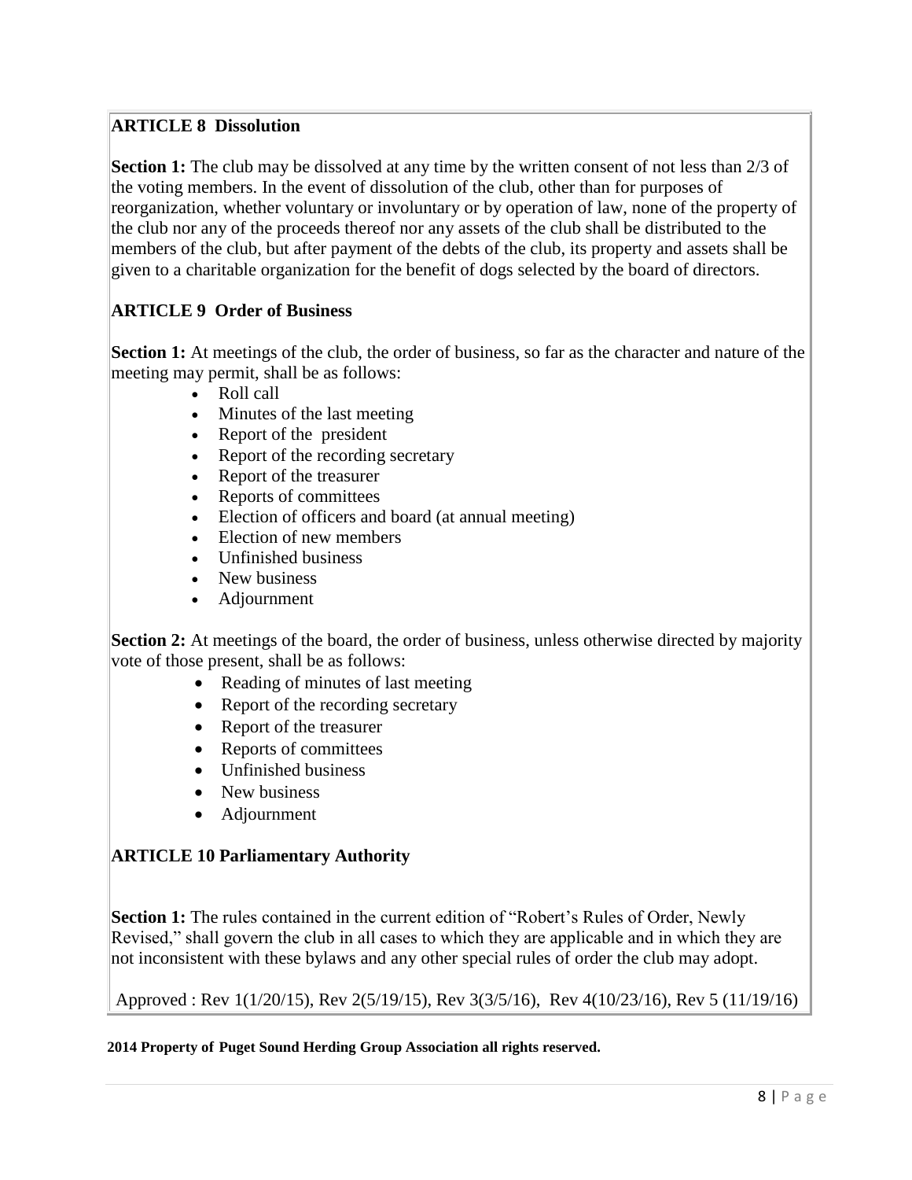## ARTICLE 8 Dissolution

**Section 1:** The club may be dissolved at any time by the written consent of not less than 2/3 of the voting members. In the event of dissolution of the club, other than for purposes of reorganization, whether voluntary or involuntary or by operation of law, none of the property of the club nor any of the proceeds thereof nor any assets of the club shall be distributed to the members of the club, but after payment of the debts of the club, its property and assets shall be given to a charitable organization for the benefit of dogs selected by the board of directors.

## ARTICLE 9 Order of Business

**Section 1:** At meetings of the club, the order of business, so far as the character and nature of the meeting may permit, shall be as follows:

- Roll call
- Minutes of the last meeting
- Report of the president
- Report of the recording secretary
- Report of the treasurer
- Reports of committees
- Election of officers and board (at annual meeting)
- Election of new members
- Unfinished business
- New business
- Adjournment

**Section 2:** At meetings of the board, the order of business, unless otherwise directed by majority vote of those present, shall be as follows:

- Reading of minutes of last meeting
- Report of the recording secretary
- Report of the treasurer
- Reports of committees
- Unfinished business
- New business
- Adjournment

## ARTICLE 10 Parliamentary Authority

**Section 1:** The rules contained in the current edition of "Robert's Rules of Order, Newly Revised," shall govern the club in all cases to which they are applicable and in which they are not inconsistent with these bylaws and any other special rules of order the club may adopt.

Approved : Rev 1(1/20/15), Rev 2(5/19/15), Rev 3(3/5/16), Rev 4(10/23/16), Rev 5 (11/19/16)

**2014 Property of Puget Sound Herding Group Association all rights reserved.**